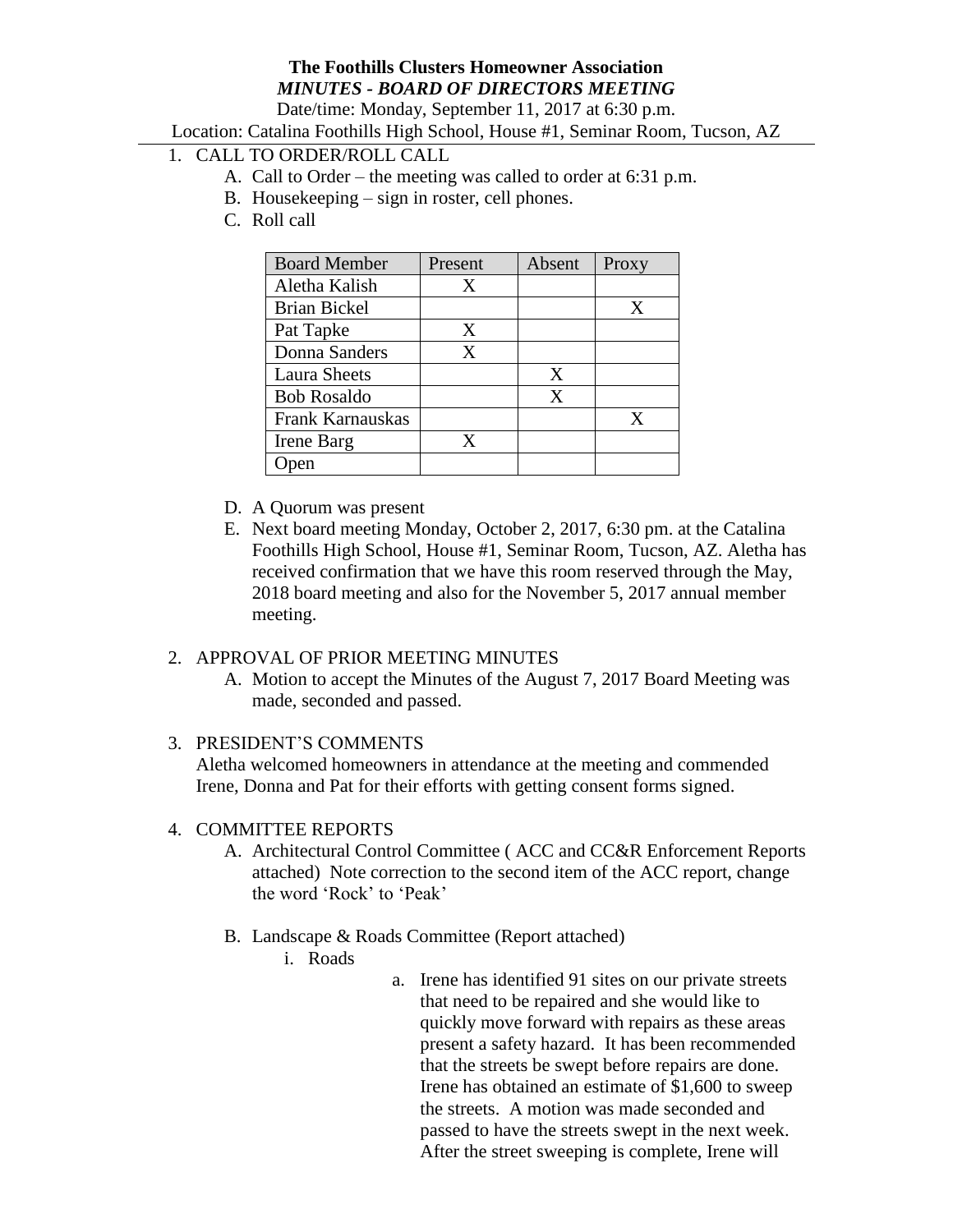**The Foothills Clusters Homeowner Association**

***MINUTES - BOARD OF DIRECTORS MEETING***

Date/time: Monday, September 11, 2017 at 6:30 p.m.

Location: Catalina Foothills High School, House #1, Seminar Room, Tucson, AZ

1. CALL TO ORDER/ROLL CALL
   A. Call to Order – the meeting was called to order at 6:31 p.m.
   B. Housekeeping – sign in roster, cell phones.
   C. Roll call

| Board Member | Present | Absent | Proxy |
|---|---|---|---|
| Aletha Kalish | X | | |
| Brian Bickel | | | X |
| Pat Tapke | X | | |
| Donna Sanders | X | | |
| Laura Sheets | | X | |
| Bob Rosaldo | | X | |
| Frank Karnauskas | | | X |
| Irene Barg | X | | |
| Open | | | |

   D. A Quorum was present
   E. Next board meeting Monday, October 2, 2017, 6:30 pm. at the Catalina Foothills High School, House #1, Seminar Room, Tucson, AZ. Aletha has received confirmation that we have this room reserved through the May, 2018 board meeting and also for the November 5, 2017 annual member meeting.

2. APPROVAL OF PRIOR MEETING MINUTES
   A. Motion to accept the Minutes of the August 7, 2017 Board Meeting was made, seconded and passed.

3. PRESIDENT'S COMMENTS
   Aletha welcomed homeowners in attendance at the meeting and commended Irene, Donna and Pat for their efforts with getting consent forms signed.

4. COMMITTEE REPORTS
   A. Architectural Control Committee ( ACC and CC&R Enforcement Reports attached) Note correction to the second item of the ACC report, change the word 'Rock' to 'Peak'
   B. Landscape & Roads Committee (Report attached)
      i. Roads
         a. Irene has identified 91 sites on our private streets that need to be repaired and she would like to quickly move forward with repairs as these areas present a safety hazard. It has been recommended that the streets be swept before repairs are done. Irene has obtained an estimate of $1,600 to sweep the streets. A motion was made seconded and passed to have the streets swept in the next week. After the street sweeping is complete, Irene will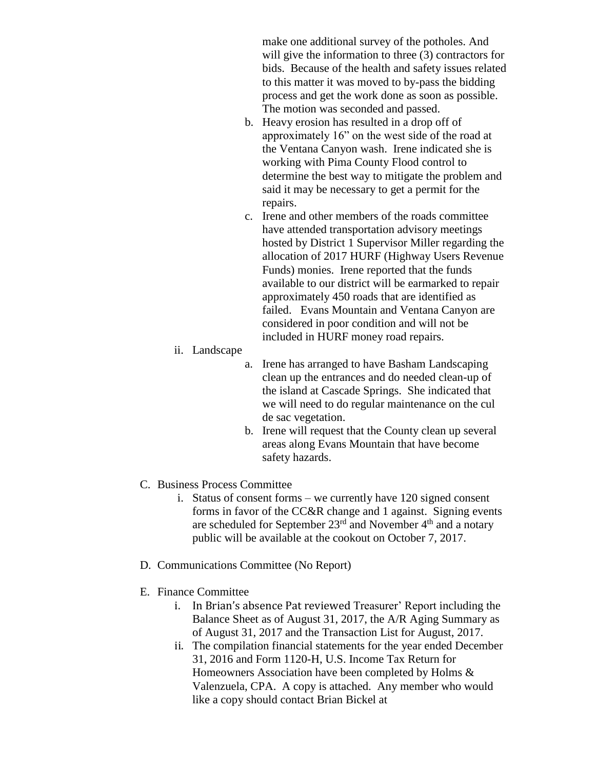make one additional survey of the potholes. And will give the information to three (3) contractors for bids. Because of the health and safety issues related to this matter it was moved to by-pass the bidding process and get the work done as soon as possible. The motion was seconded and passed.

   b. Heavy erosion has resulted in a drop off of approximately 16" on the west side of the road at the Ventana Canyon wash. Irene indicated she is working with Pima County Flood control to determine the best way to mitigate the problem and said it may be necessary to get a permit for the repairs.
   c. Irene and other members of the roads committee have attended transportation advisory meetings hosted by District 1 Supervisor Miller regarding the allocation of 2017 HURF (Highway Users Revenue Funds) monies. Irene reported that the funds available to our district will be earmarked to repair approximately 450 roads that are identified as failed. Evans Mountain and Ventana Canyon are considered in poor condition and will not be included in HURF money road repairs.

ii. Landscape
   a. Irene has arranged to have Basham Landscaping clean up the entrances and do needed clean-up of the island at Cascade Springs. She indicated that we will need to do regular maintenance on the cul de sac vegetation.
   b. Irene will request that the County clean up several areas along Evans Mountain that have become safety hazards.

C. Business Process Committee
   i. Status of consent forms – we currently have 120 signed consent forms in favor of the CC&R change and 1 against. Signing events are scheduled for September 23rd and November 4th and a notary public will be available at the cookout on October 7, 2017.

D. Communications Committee (No Report)

E. Finance Committee
   i. In Brian's absence Pat reviewed Treasurer' Report including the Balance Sheet as of August 31, 2017, the A/R Aging Summary as of August 31, 2017 and the Transaction List for August, 2017.
   ii. The compilation financial statements for the year ended December 31, 2016 and Form 1120-H, U.S. Income Tax Return for Homeowners Association have been completed by Holms & Valenzuela, CPA. A copy is attached. Any member who would like a copy should contact Brian Bickel at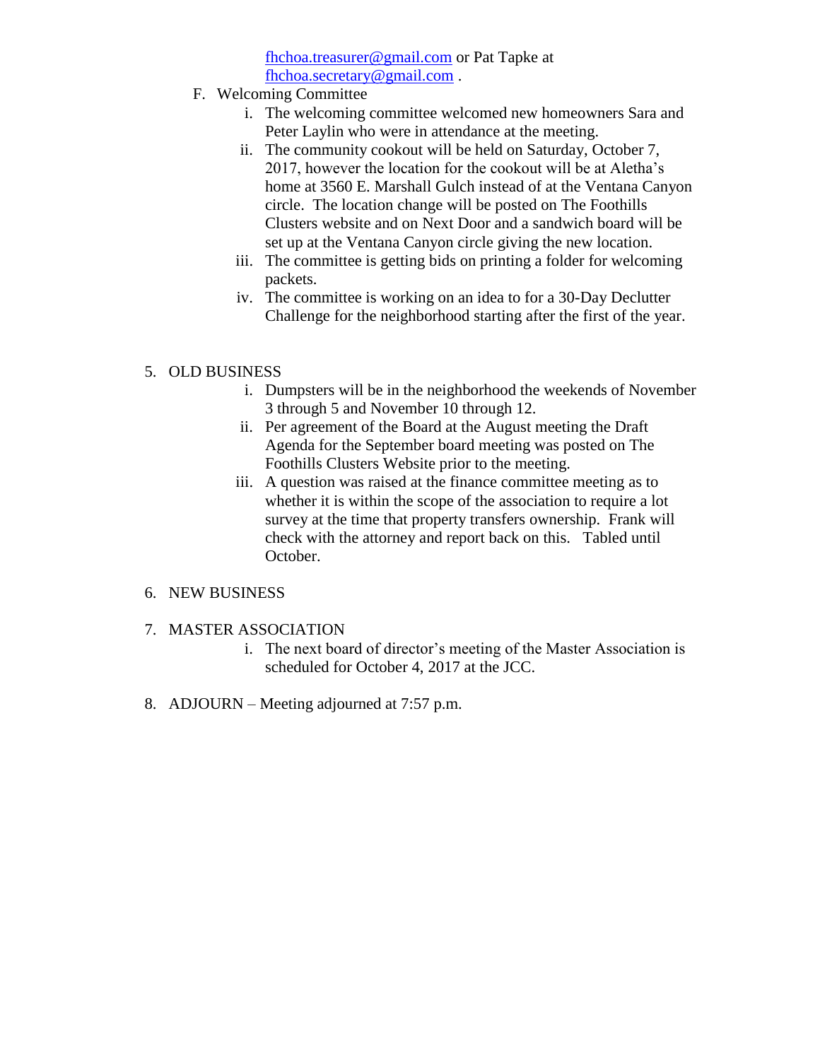fhchoa.treasurer@gmail.com or Pat Tapke at fhchoa.secretary@gmail.com .

F. Welcoming Committee
   i. The welcoming committee welcomed new homeowners Sara and Peter Laylin who were in attendance at the meeting.
   ii. The community cookout will be held on Saturday, October 7, 2017, however the location for the cookout will be at Aletha's home at 3560 E. Marshall Gulch instead of at the Ventana Canyon circle. The location change will be posted on The Foothills Clusters website and on Next Door and a sandwich board will be set up at the Ventana Canyon circle giving the new location.
   iii. The committee is getting bids on printing a folder for welcoming packets.
   iv. The committee is working on an idea to for a 30-Day Declutter Challenge for the neighborhood starting after the first of the year.

5. OLD BUSINESS
   i. Dumpsters will be in the neighborhood the weekends of November 3 through 5 and November 10 through 12.
   ii. Per agreement of the Board at the August meeting the Draft Agenda for the September board meeting was posted on The Foothills Clusters Website prior to the meeting.
   iii. A question was raised at the finance committee meeting as to whether it is within the scope of the association to require a lot survey at the time that property transfers ownership. Frank will check with the attorney and report back on this. Tabled until October.

6. NEW BUSINESS

7. MASTER ASSOCIATION
   i. The next board of director's meeting of the Master Association is scheduled for October 4, 2017 at the JCC.

8. ADJOURN – Meeting adjourned at 7:57 p.m.